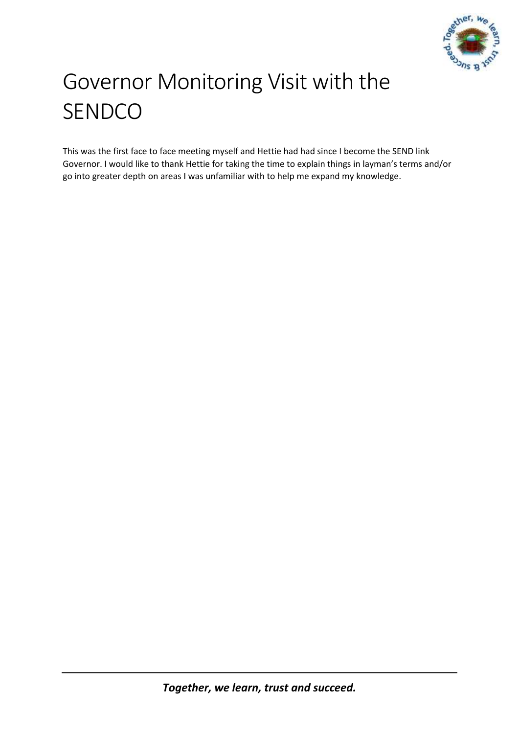# Governor Monitoring Visit with the SENDCO

This was the first face to face meeting myself and Hettie had had since I become the SEND link Governor. I would like to thank Hettie for taking the time to explain things in layman's terms and/or go into greater depth on areas I was unfamiliar with to help me expand my knowledge.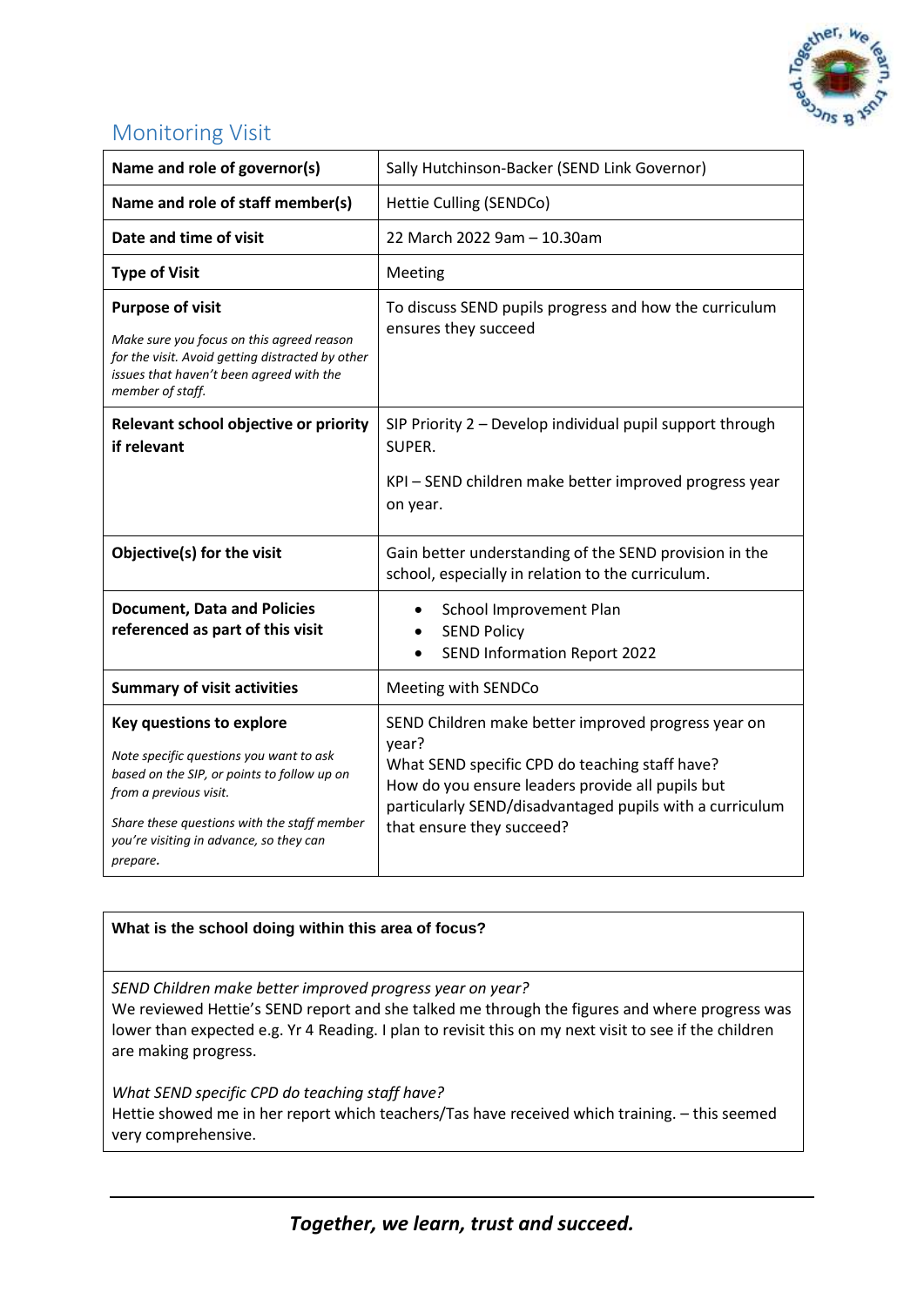## Monitoring Visit

| | |
|---|---|
| **Name and role of governor(s)** | Sally Hutchinson-Backer (SEND Link Governor) |
| **Name and role of staff member(s)** | Hettie Culling (SENDCo) |
| **Date and time of visit** | 22 March 2022 9am – 10.30am |
| **Type of Visit** | Meeting |
| **Purpose of visit**<br><br>*Make sure you focus on this agreed reason for the visit. Avoid getting distracted by other issues that haven't been agreed with the member of staff.* | To discuss SEND pupils progress and how the curriculum ensures they succeed |
| **Relevant school objective or priority if relevant** | SIP Priority 2 – Develop individual pupil support through SUPER.<br><br>KPI – SEND children make better improved progress year on year. |
| **Objective(s) for the visit** | Gain better understanding of the SEND provision in the school, especially in relation to the curriculum. |
| **Document, Data and Policies referenced as part of this visit** | • School Improvement Plan<br>• SEND Policy<br>• SEND Information Report 2022 |
| **Summary of visit activities** | Meeting with SENDCo |
| **Key questions to explore**<br><br>*Note specific questions you want to ask based on the SIP, or points to follow up on from a previous visit.*<br><br>*Share these questions with the staff member you're visiting in advance, so they can prepare.* | SEND Children make better improved progress year on year?<br>What SEND specific CPD do teaching staff have?<br>How do you ensure leaders provide all pupils but particularly SEND/disadvantaged pupils with a curriculum that ensure they succeed? |

| **What is the school doing within this area of focus?** |
|---|
| *SEND Children make better improved progress year on year?*<br>We reviewed Hettie's SEND report and she talked me through the figures and where progress was lower than expected e.g. Yr 4 Reading. I plan to revisit this on my next visit to see if the children are making progress.<br><br>*What SEND specific CPD do teaching staff have?*<br>Hettie showed me in her report which teachers/Tas have received which training. – this seemed very comprehensive. |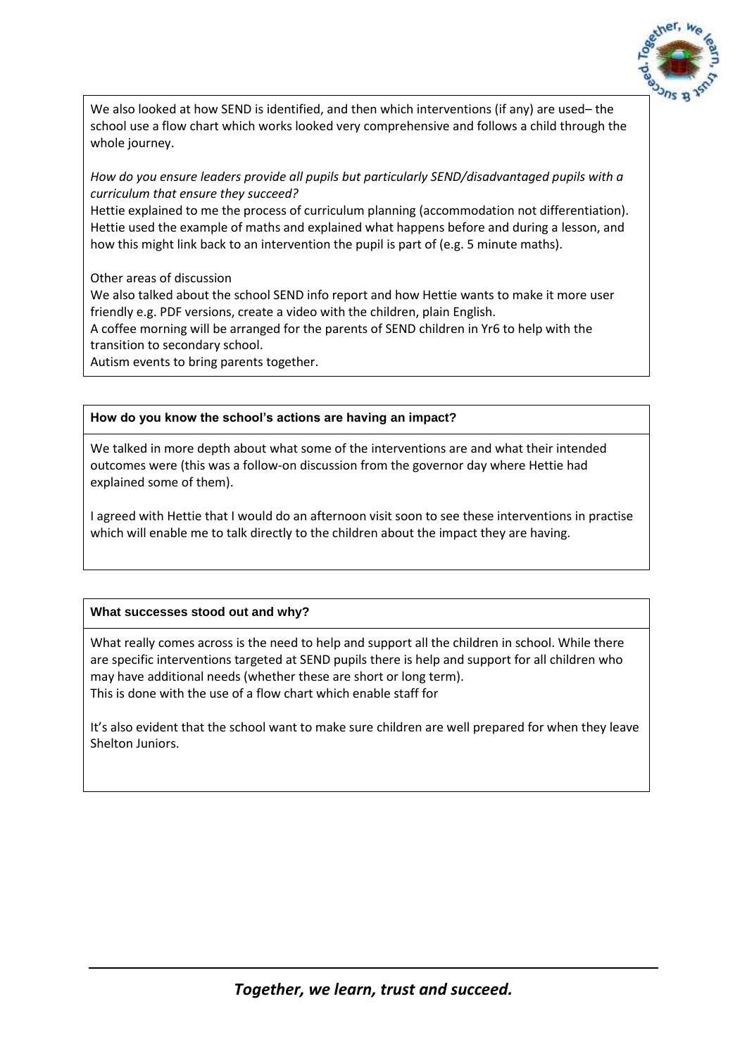We also looked at how SEND is identified, and then which interventions (if any) are used– the school use a flow chart which works looked very comprehensive and follows a child through the whole journey.

*How do you ensure leaders provide all pupils but particularly SEND/disadvantaged pupils with a curriculum that ensure they succeed?*

Hettie explained to me the process of curriculum planning (accommodation not differentiation). Hettie used the example of maths and explained what happens before and during a lesson, and how this might link back to an intervention the pupil is part of (e.g. 5 minute maths).

Other areas of discussion

We also talked about the school SEND info report and how Hettie wants to make it more user friendly e.g. PDF versions, create a video with the children, plain English.

A coffee morning will be arranged for the parents of SEND children in Yr6 to help with the transition to secondary school.

Autism events to bring parents together.

**How do you know the school's actions are having an impact?**

We talked in more depth about what some of the interventions are and what their intended outcomes were (this was a follow-on discussion from the governor day where Hettie had explained some of them).

I agreed with Hettie that I would do an afternoon visit soon to see these interventions in practise which will enable me to talk directly to the children about the impact they are having.

**What successes stood out and why?**

What really comes across is the need to help and support all the children in school. While there are specific interventions targeted at SEND pupils there is help and support for all children who may have additional needs (whether these are short or long term).

This is done with the use of a flow chart which enable staff for

It's also evident that the school want to make sure children are well prepared for when they leave Shelton Juniors.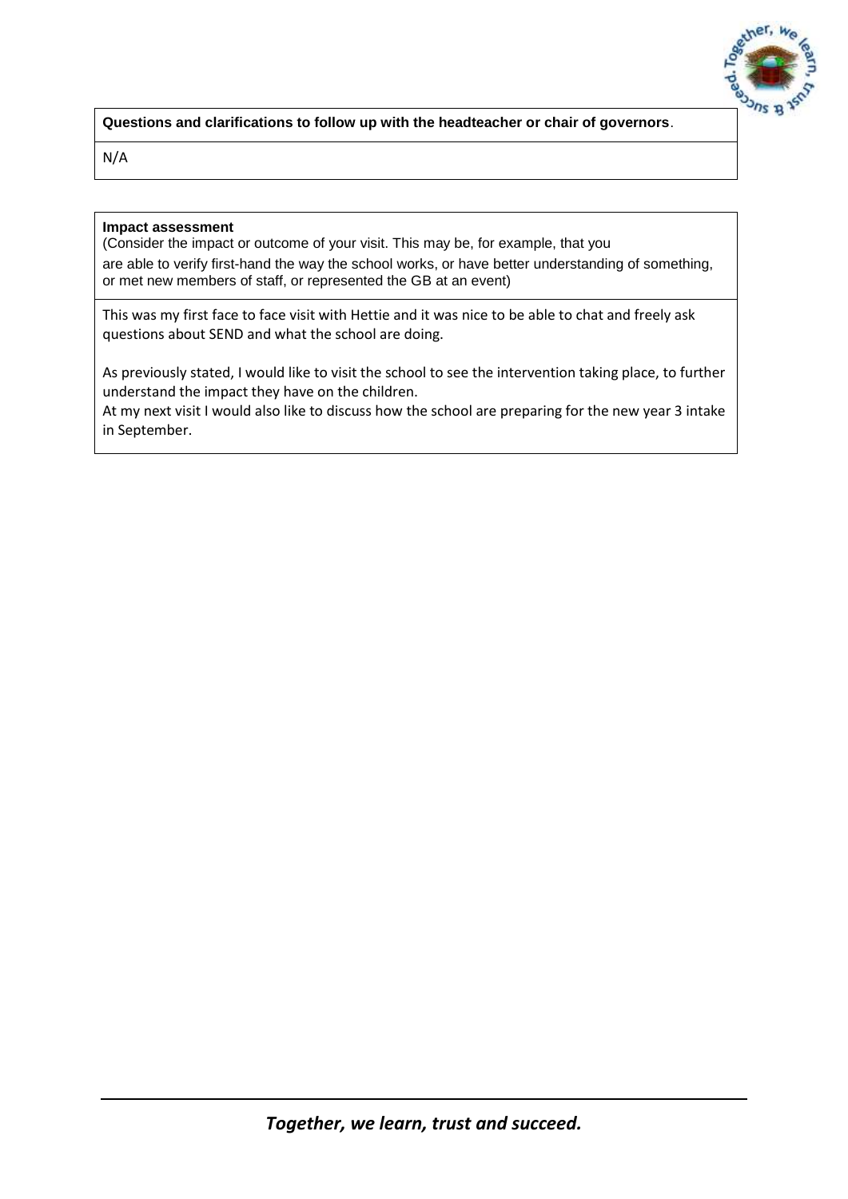**Questions and clarifications to follow up with the headteacher or chair of governors**.

N/A

**Impact assessment**

(Consider the impact or outcome of your visit. This may be, for example, that you are able to verify first-hand the way the school works, or have better understanding of something, or met new members of staff, or represented the GB at an event)

This was my first face to face visit with Hettie and it was nice to be able to chat and freely ask questions about SEND and what the school are doing.

As previously stated, I would like to visit the school to see the intervention taking place, to further understand the impact they have on the children.

At my next visit I would also like to discuss how the school are preparing for the new year 3 intake in September.